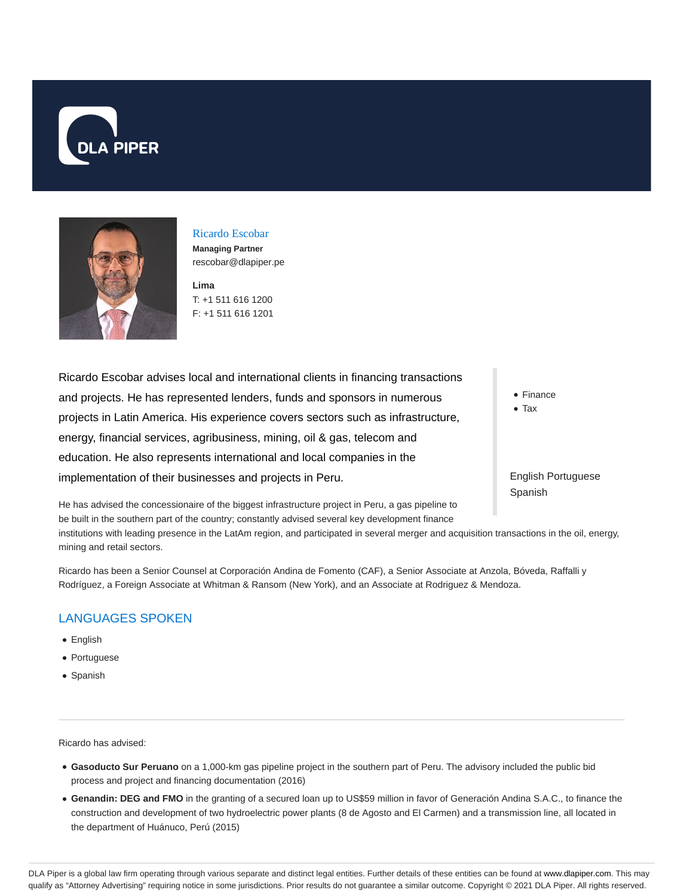DLA PIPER

Ricardo Escobar

**Managing Partner**

rescobar@dlapiper.pe

**Lima**

T: +1 511 616 1200

F: +1 511 616 1201

Ricardo Escobar advises local and international clients in financing transactions and projects. He has represented lenders, funds and sponsors in numerous projects in Latin America. His experience covers sectors such as infrastructure, energy, financial services, agribusiness, mining, oil & gas, telecom and education. He also represents international and local companies in the implementation of their businesses and projects in Peru.

- Finance
- Tax

English Portuguese Spanish

He has advised the concessionaire of the biggest infrastructure project in Peru, a gas pipeline to be built in the southern part of the country; constantly advised several key development finance institutions with leading presence in the LatAm region, and participated in several merger and acquisition transactions in the oil, energy, mining and retail sectors.

Ricardo has been a Senior Counsel at Corporación Andina de Fomento (CAF), a Senior Associate at Anzola, Bóveda, Raffalli y Rodríguez, a Foreign Associate at Whitman & Ransom (New York), and an Associate at Rodriguez & Mendoza.

## LANGUAGES SPOKEN

- English
- Portuguese
- Spanish

---

Ricardo has advised:

- **Gasoducto Sur Peruano** on a 1,000-km gas pipeline project in the southern part of Peru. The advisory included the public bid process and project and financing documentation (2016)
- **Genandin: DEG and FMO** in the granting of a secured loan up to US$59 million in favor of Generación Andina S.A.C., to finance the construction and development of two hydroelectric power plants (8 de Agosto and El Carmen) and a transmission line, all located in the department of Huánuco, Perú (2015)

DLA Piper is a global law firm operating through various separate and distinct legal entities. Further details of these entities can be found at www.dlapiper.com. This may qualify as "Attorney Advertising" requiring notice in some jurisdictions. Prior results do not guarantee a similar outcome. Copyright © 2021 DLA Piper. All rights reserved.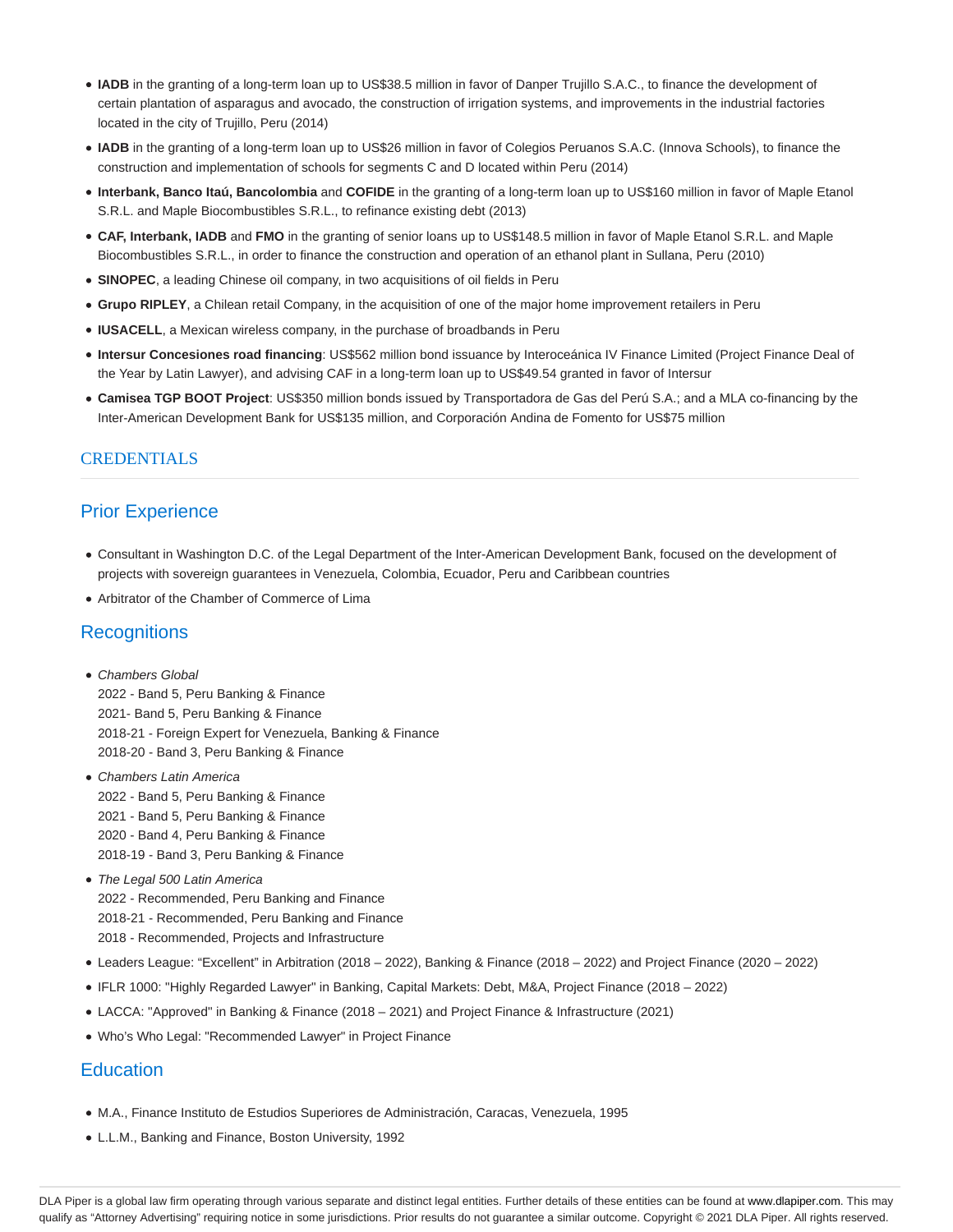- **IADB** in the granting of a long-term loan up to US$38.5 million in favor of Danper Trujillo S.A.C., to finance the development of certain plantation of asparagus and avocado, the construction of irrigation systems, and improvements in the industrial factories located in the city of Trujillo, Peru (2014)
- **IADB** in the granting of a long-term loan up to US$26 million in favor of Colegios Peruanos S.A.C. (Innova Schools), to finance the construction and implementation of schools for segments C and D located within Peru (2014)
- **Interbank, Banco Itaú, Bancolombia** and **COFIDE** in the granting of a long-term loan up to US$160 million in favor of Maple Etanol S.R.L. and Maple Biocombustibles S.R.L., to refinance existing debt (2013)
- **CAF, Interbank, IADB** and **FMO** in the granting of senior loans up to US$148.5 million in favor of Maple Etanol S.R.L. and Maple Biocombustibles S.R.L., in order to finance the construction and operation of an ethanol plant in Sullana, Peru (2010)
- **SINOPEC**, a leading Chinese oil company, in two acquisitions of oil fields in Peru
- **Grupo RIPLEY**, a Chilean retail Company, in the acquisition of one of the major home improvement retailers in Peru
- **IUSACELL**, a Mexican wireless company, in the purchase of broadbands in Peru
- **Intersur Concesiones road financing**: US$562 million bond issuance by Interoceánica IV Finance Limited (Project Finance Deal of the Year by Latin Lawyer), and advising CAF in a long-term loan up to US$49.54 granted in favor of Intersur
- **Camisea TGP BOOT Project**: US$350 million bonds issued by Transportadora de Gas del Perú S.A.; and a MLA co-financing by the Inter-American Development Bank for US$135 million, and Corporación Andina de Fomento for US$75 million

## CREDENTIALS

### Prior Experience

- Consultant in Washington D.C. of the Legal Department of the Inter-American Development Bank, focused on the development of projects with sovereign guarantees in Venezuela, Colombia, Ecuador, Peru and Caribbean countries
- Arbitrator of the Chamber of Commerce of Lima

### Recognitions

- *Chambers Global*
  2022 - Band 5, Peru Banking & Finance
  2021- Band 5, Peru Banking & Finance
  2018-21 - Foreign Expert for Venezuela, Banking & Finance
  2018-20 - Band 3, Peru Banking & Finance
- *Chambers Latin America*
  2022 - Band 5, Peru Banking & Finance
  2021 - Band 5, Peru Banking & Finance
  2020 - Band 4, Peru Banking & Finance
  2018-19 - Band 3, Peru Banking & Finance
- *The Legal 500 Latin America*
  2022 - Recommended, Peru Banking and Finance
  2018-21 - Recommended, Peru Banking and Finance
  2018 - Recommended, Projects and Infrastructure
- Leaders League: "Excellent" in Arbitration (2018 – 2022), Banking & Finance (2018 – 2022) and Project Finance (2020 – 2022)
- IFLR 1000: "Highly Regarded Lawyer" in Banking, Capital Markets: Debt, M&A, Project Finance (2018 – 2022)
- LACCA: "Approved" in Banking & Finance (2018 – 2021) and Project Finance & Infrastructure (2021)
- Who's Who Legal: "Recommended Lawyer" in Project Finance

### Education

- M.A., Finance Instituto de Estudios Superiores de Administración, Caracas, Venezuela, 1995
- L.L.M., Banking and Finance, Boston University, 1992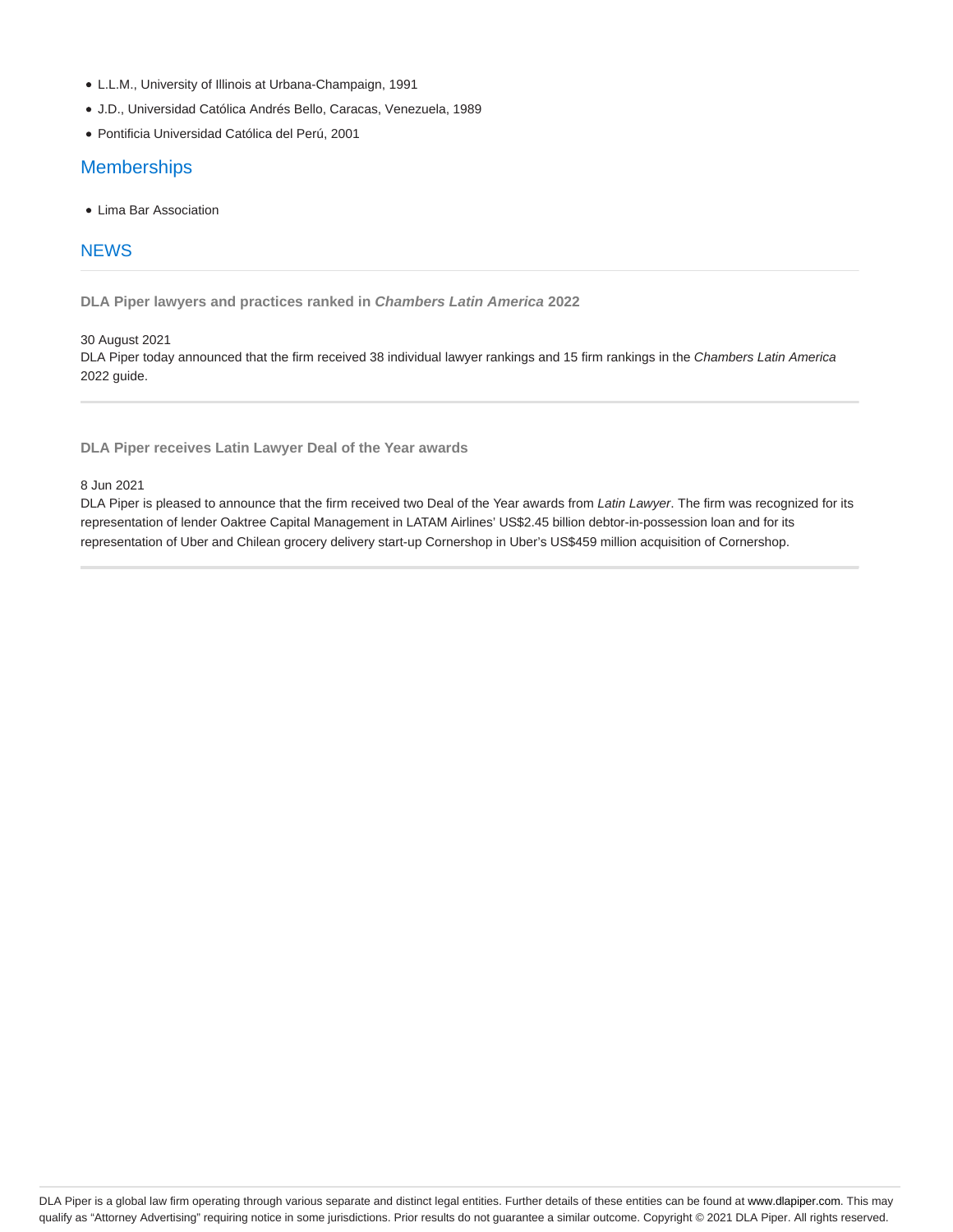- L.L.M., University of Illinois at Urbana-Champaign, 1991
- J.D., Universidad Católica Andrés Bello, Caracas, Venezuela, 1989
- Pontificia Universidad Católica del Perú, 2001

## Memberships

- Lima Bar Association

## NEWS

**DLA Piper lawyers and practices ranked in *Chambers Latin America* 2022**

30 August 2021

DLA Piper today announced that the firm received 38 individual lawyer rankings and 15 firm rankings in the *Chambers Latin America* 2022 guide.

**DLA Piper receives Latin Lawyer Deal of the Year awards**

8 Jun 2021

DLA Piper is pleased to announce that the firm received two Deal of the Year awards from *Latin Lawyer*. The firm was recognized for its representation of lender Oaktree Capital Management in LATAM Airlines' US$2.45 billion debtor-in-possession loan and for its representation of Uber and Chilean grocery delivery start-up Cornershop in Uber's US$459 million acquisition of Cornershop.